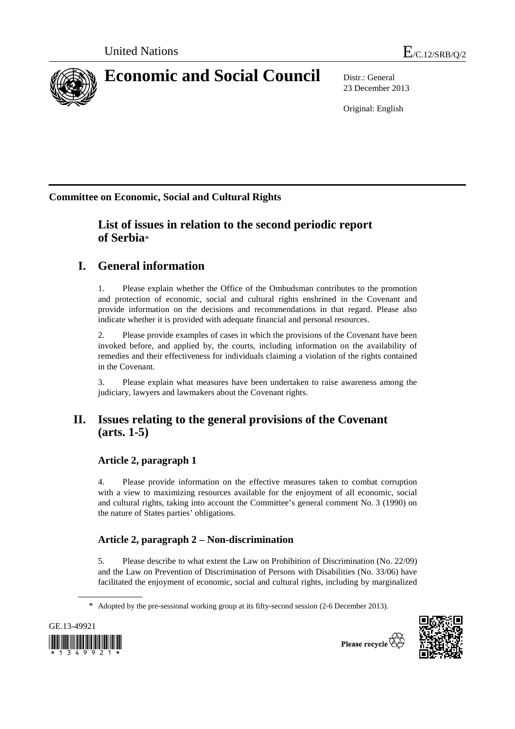United Nations

E/C.12/SRB/Q/2

# Economic and Social Council

Distr.: General
23 December 2013

Original: English

**Committee on Economic, Social and Cultural Rights**

## List of issues in relation to the second periodic report of Serbia*

## I. General information

1. Please explain whether the Office of the Ombudsman contributes to the promotion and protection of economic, social and cultural rights enshrined in the Covenant and provide information on the decisions and recommendations in that regard. Please also indicate whether it is provided with adequate financial and personal resources.

2. Please provide examples of cases in which the provisions of the Covenant have been invoked before, and applied by, the courts, including information on the availability of remedies and their effectiveness for individuals claiming a violation of the rights contained in the Covenant.

3. Please explain what measures have been undertaken to raise awareness among the judiciary, lawyers and lawmakers about the Covenant rights.

## II. Issues relating to the general provisions of the Covenant (arts. 1-5)

### Article 2, paragraph 1

4. Please provide information on the effective measures taken to combat corruption with a view to maximizing resources available for the enjoyment of all economic, social and cultural rights, taking into account the Committee's general comment No. 3 (1990) on the nature of States parties' obligations.

### Article 2, paragraph 2 – Non-discrimination

5. Please describe to what extent the Law on Prohibition of Discrimination (No. 22/09) and the Law on Prevention of Discrimination of Persons with Disabilities (No. 33/06) have facilitated the enjoyment of economic, social and cultural rights, including by marginalized

\* Adopted by the pre-sessional working group at its fifty-second session (2-6 December 2013).

GE.13-49921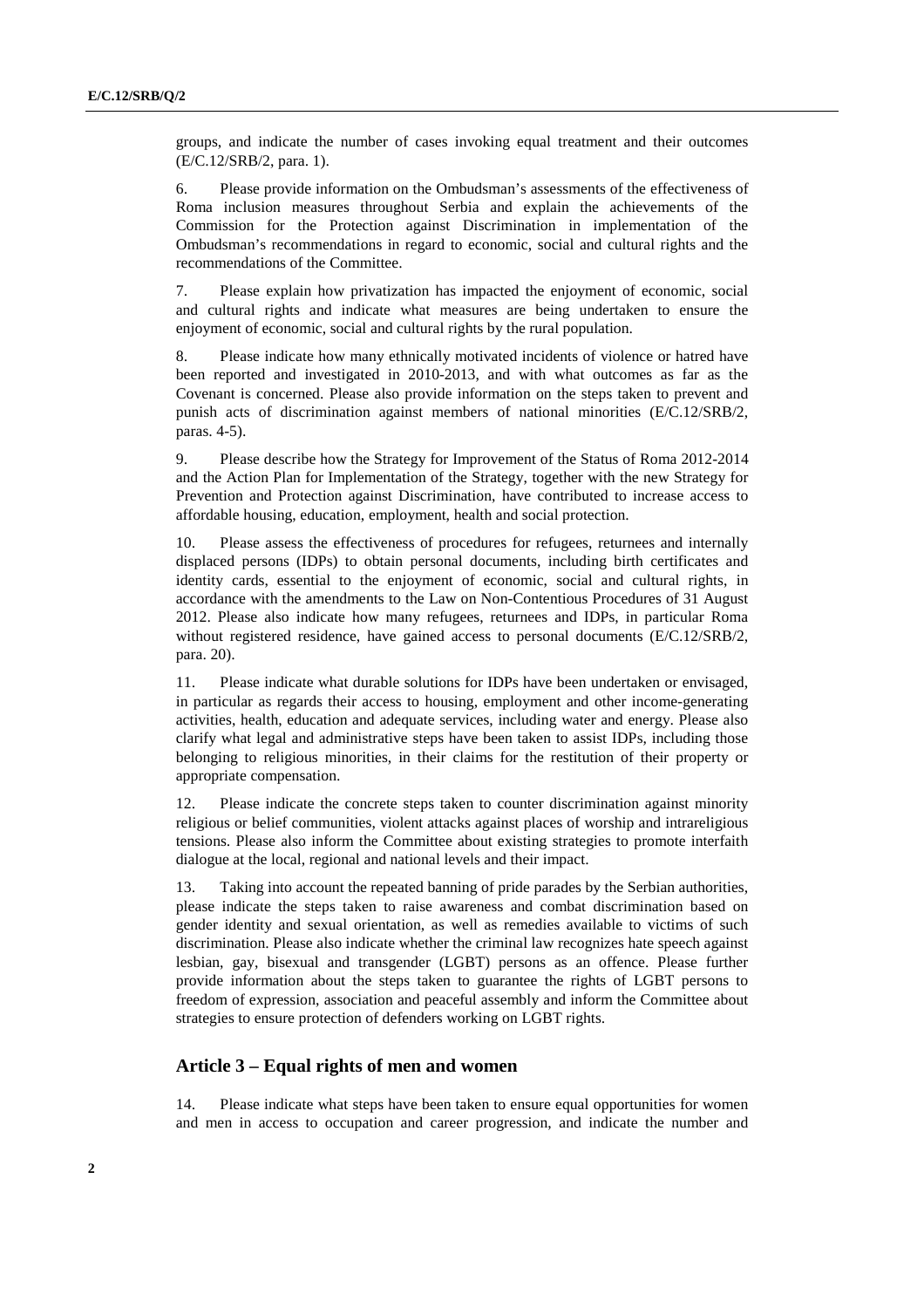groups, and indicate the number of cases invoking equal treatment and their outcomes (E/C.12/SRB/2, para. 1).

6. Please provide information on the Ombudsman's assessments of the effectiveness of Roma inclusion measures throughout Serbia and explain the achievements of the Commission for the Protection against Discrimination in implementation of the Ombudsman's recommendations in regard to economic, social and cultural rights and the recommendations of the Committee.

7. Please explain how privatization has impacted the enjoyment of economic, social and cultural rights and indicate what measures are being undertaken to ensure the enjoyment of economic, social and cultural rights by the rural population.

8. Please indicate how many ethnically motivated incidents of violence or hatred have been reported and investigated in 2010-2013, and with what outcomes as far as the Covenant is concerned. Please also provide information on the steps taken to prevent and punish acts of discrimination against members of national minorities (E/C.12/SRB/2, paras. 4-5).

9. Please describe how the Strategy for Improvement of the Status of Roma 2012-2014 and the Action Plan for Implementation of the Strategy, together with the new Strategy for Prevention and Protection against Discrimination, have contributed to increase access to affordable housing, education, employment, health and social protection.

10. Please assess the effectiveness of procedures for refugees, returnees and internally displaced persons (IDPs) to obtain personal documents, including birth certificates and identity cards, essential to the enjoyment of economic, social and cultural rights, in accordance with the amendments to the Law on Non-Contentious Procedures of 31 August 2012. Please also indicate how many refugees, returnees and IDPs, in particular Roma without registered residence, have gained access to personal documents (E/C.12/SRB/2, para. 20).

11. Please indicate what durable solutions for IDPs have been undertaken or envisaged, in particular as regards their access to housing, employment and other income-generating activities, health, education and adequate services, including water and energy. Please also clarify what legal and administrative steps have been taken to assist IDPs, including those belonging to religious minorities, in their claims for the restitution of their property or appropriate compensation.

12. Please indicate the concrete steps taken to counter discrimination against minority religious or belief communities, violent attacks against places of worship and intrareligious tensions. Please also inform the Committee about existing strategies to promote interfaith dialogue at the local, regional and national levels and their impact.

13. Taking into account the repeated banning of pride parades by the Serbian authorities, please indicate the steps taken to raise awareness and combat discrimination based on gender identity and sexual orientation, as well as remedies available to victims of such discrimination. Please also indicate whether the criminal law recognizes hate speech against lesbian, gay, bisexual and transgender (LGBT) persons as an offence. Please further provide information about the steps taken to guarantee the rights of LGBT persons to freedom of expression, association and peaceful assembly and inform the Committee about strategies to ensure protection of defenders working on LGBT rights.

## Article 3 – Equal rights of men and women

14. Please indicate what steps have been taken to ensure equal opportunities for women and men in access to occupation and career progression, and indicate the number and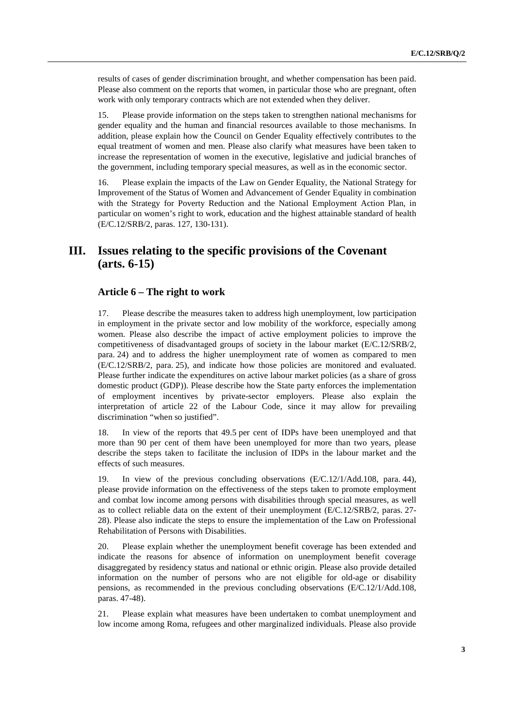results of cases of gender discrimination brought, and whether compensation has been paid. Please also comment on the reports that women, in particular those who are pregnant, often work with only temporary contracts which are not extended when they deliver.

15. Please provide information on the steps taken to strengthen national mechanisms for gender equality and the human and financial resources available to those mechanisms. In addition, please explain how the Council on Gender Equality effectively contributes to the equal treatment of women and men. Please also clarify what measures have been taken to increase the representation of women in the executive, legislative and judicial branches of the government, including temporary special measures, as well as in the economic sector.

16. Please explain the impacts of the Law on Gender Equality, the National Strategy for Improvement of the Status of Women and Advancement of Gender Equality in combination with the Strategy for Poverty Reduction and the National Employment Action Plan, in particular on women's right to work, education and the highest attainable standard of health (E/C.12/SRB/2, paras. 127, 130-131).

# III. Issues relating to the specific provisions of the Covenant (arts. 6-15)

## Article 6 – The right to work

17. Please describe the measures taken to address high unemployment, low participation in employment in the private sector and low mobility of the workforce, especially among women. Please also describe the impact of active employment policies to improve the competitiveness of disadvantaged groups of society in the labour market (E/C.12/SRB/2, para. 24) and to address the higher unemployment rate of women as compared to men (E/C.12/SRB/2, para. 25), and indicate how those policies are monitored and evaluated. Please further indicate the expenditures on active labour market policies (as a share of gross domestic product (GDP)). Please describe how the State party enforces the implementation of employment incentives by private-sector employers. Please also explain the interpretation of article 22 of the Labour Code, since it may allow for prevailing discrimination "when so justified".

18. In view of the reports that 49.5 per cent of IDPs have been unemployed and that more than 90 per cent of them have been unemployed for more than two years, please describe the steps taken to facilitate the inclusion of IDPs in the labour market and the effects of such measures.

19. In view of the previous concluding observations (E/C.12/1/Add.108, para. 44), please provide information on the effectiveness of the steps taken to promote employment and combat low income among persons with disabilities through special measures, as well as to collect reliable data on the extent of their unemployment (E/C.12/SRB/2, paras. 27-28). Please also indicate the steps to ensure the implementation of the Law on Professional Rehabilitation of Persons with Disabilities.

20. Please explain whether the unemployment benefit coverage has been extended and indicate the reasons for absence of information on unemployment benefit coverage disaggregated by residency status and national or ethnic origin. Please also provide detailed information on the number of persons who are not eligible for old-age or disability pensions, as recommended in the previous concluding observations (E/C.12/1/Add.108, paras. 47-48).

21. Please explain what measures have been undertaken to combat unemployment and low income among Roma, refugees and other marginalized individuals. Please also provide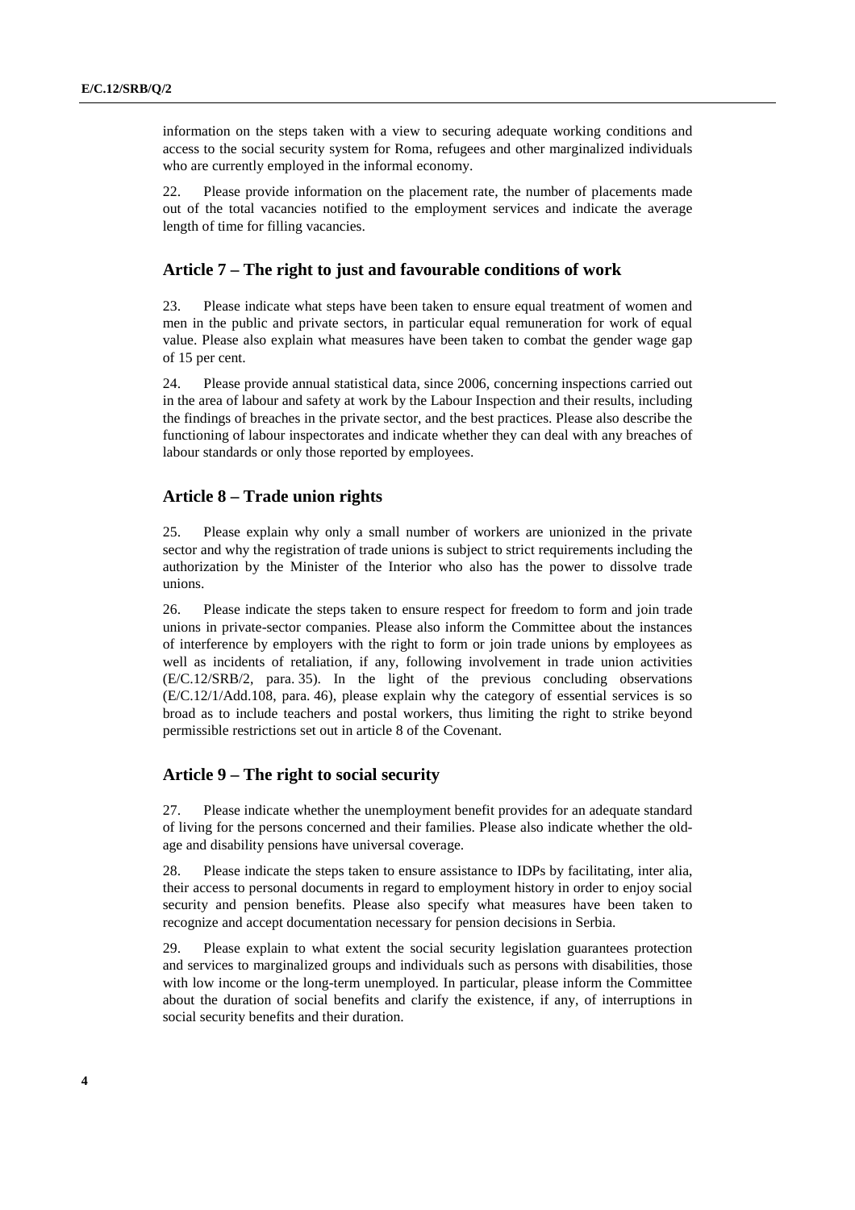information on the steps taken with a view to securing adequate working conditions and access to the social security system for Roma, refugees and other marginalized individuals who are currently employed in the informal economy.

22. Please provide information on the placement rate, the number of placements made out of the total vacancies notified to the employment services and indicate the average length of time for filling vacancies.

## Article 7 – The right to just and favourable conditions of work

23. Please indicate what steps have been taken to ensure equal treatment of women and men in the public and private sectors, in particular equal remuneration for work of equal value. Please also explain what measures have been taken to combat the gender wage gap of 15 per cent.

24. Please provide annual statistical data, since 2006, concerning inspections carried out in the area of labour and safety at work by the Labour Inspection and their results, including the findings of breaches in the private sector, and the best practices. Please also describe the functioning of labour inspectorates and indicate whether they can deal with any breaches of labour standards or only those reported by employees.

## Article 8 – Trade union rights

25. Please explain why only a small number of workers are unionized in the private sector and why the registration of trade unions is subject to strict requirements including the authorization by the Minister of the Interior who also has the power to dissolve trade unions.

26. Please indicate the steps taken to ensure respect for freedom to form and join trade unions in private-sector companies. Please also inform the Committee about the instances of interference by employers with the right to form or join trade unions by employees as well as incidents of retaliation, if any, following involvement in trade union activities (E/C.12/SRB/2, para. 35). In the light of the previous concluding observations (E/C.12/1/Add.108, para. 46), please explain why the category of essential services is so broad as to include teachers and postal workers, thus limiting the right to strike beyond permissible restrictions set out in article 8 of the Covenant.

## Article 9 – The right to social security

27. Please indicate whether the unemployment benefit provides for an adequate standard of living for the persons concerned and their families. Please also indicate whether the old-age and disability pensions have universal coverage.

28. Please indicate the steps taken to ensure assistance to IDPs by facilitating, inter alia, their access to personal documents in regard to employment history in order to enjoy social security and pension benefits. Please also specify what measures have been taken to recognize and accept documentation necessary for pension decisions in Serbia.

29. Please explain to what extent the social security legislation guarantees protection and services to marginalized groups and individuals such as persons with disabilities, those with low income or the long-term unemployed. In particular, please inform the Committee about the duration of social benefits and clarify the existence, if any, of interruptions in social security benefits and their duration.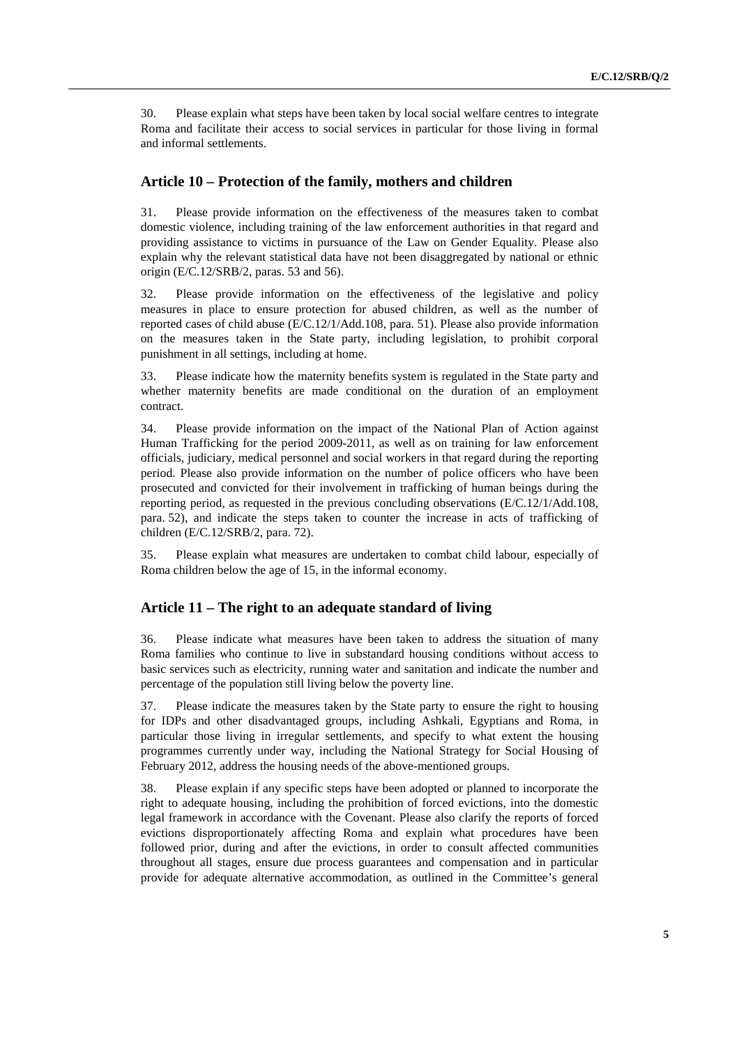30. Please explain what steps have been taken by local social welfare centres to integrate Roma and facilitate their access to social services in particular for those living in formal and informal settlements.

## Article 10 – Protection of the family, mothers and children

31. Please provide information on the effectiveness of the measures taken to combat domestic violence, including training of the law enforcement authorities in that regard and providing assistance to victims in pursuance of the Law on Gender Equality. Please also explain why the relevant statistical data have not been disaggregated by national or ethnic origin (E/C.12/SRB/2, paras. 53 and 56).

32. Please provide information on the effectiveness of the legislative and policy measures in place to ensure protection for abused children, as well as the number of reported cases of child abuse (E/C.12/1/Add.108, para. 51). Please also provide information on the measures taken in the State party, including legislation, to prohibit corporal punishment in all settings, including at home.

33. Please indicate how the maternity benefits system is regulated in the State party and whether maternity benefits are made conditional on the duration of an employment contract.

34. Please provide information on the impact of the National Plan of Action against Human Trafficking for the period 2009-2011, as well as on training for law enforcement officials, judiciary, medical personnel and social workers in that regard during the reporting period. Please also provide information on the number of police officers who have been prosecuted and convicted for their involvement in trafficking of human beings during the reporting period, as requested in the previous concluding observations (E/C.12/1/Add.108, para. 52), and indicate the steps taken to counter the increase in acts of trafficking of children (E/C.12/SRB/2, para. 72).

35. Please explain what measures are undertaken to combat child labour, especially of Roma children below the age of 15, in the informal economy.

## Article 11 – The right to an adequate standard of living

36. Please indicate what measures have been taken to address the situation of many Roma families who continue to live in substandard housing conditions without access to basic services such as electricity, running water and sanitation and indicate the number and percentage of the population still living below the poverty line.

37. Please indicate the measures taken by the State party to ensure the right to housing for IDPs and other disadvantaged groups, including Ashkali, Egyptians and Roma, in particular those living in irregular settlements, and specify to what extent the housing programmes currently under way, including the National Strategy for Social Housing of February 2012, address the housing needs of the above-mentioned groups.

38. Please explain if any specific steps have been adopted or planned to incorporate the right to adequate housing, including the prohibition of forced evictions, into the domestic legal framework in accordance with the Covenant. Please also clarify the reports of forced evictions disproportionately affecting Roma and explain what procedures have been followed prior, during and after the evictions, in order to consult affected communities throughout all stages, ensure due process guarantees and compensation and in particular provide for adequate alternative accommodation, as outlined in the Committee's general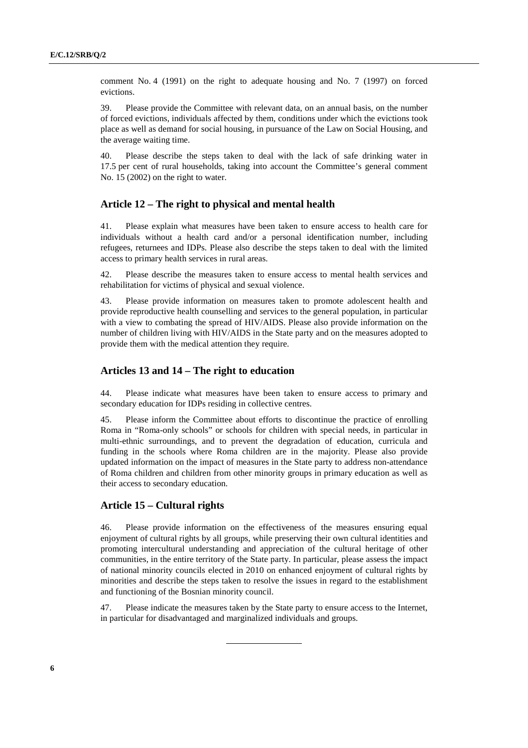comment No. 4 (1991) on the right to adequate housing and No. 7 (1997) on forced evictions.

39. Please provide the Committee with relevant data, on an annual basis, on the number of forced evictions, individuals affected by them, conditions under which the evictions took place as well as demand for social housing, in pursuance of the Law on Social Housing, and the average waiting time.

40. Please describe the steps taken to deal with the lack of safe drinking water in 17.5 per cent of rural households, taking into account the Committee's general comment No. 15 (2002) on the right to water.

## Article 12 – The right to physical and mental health

41. Please explain what measures have been taken to ensure access to health care for individuals without a health card and/or a personal identification number, including refugees, returnees and IDPs. Please also describe the steps taken to deal with the limited access to primary health services in rural areas.

42. Please describe the measures taken to ensure access to mental health services and rehabilitation for victims of physical and sexual violence.

43. Please provide information on measures taken to promote adolescent health and provide reproductive health counselling and services to the general population, in particular with a view to combating the spread of HIV/AIDS. Please also provide information on the number of children living with HIV/AIDS in the State party and on the measures adopted to provide them with the medical attention they require.

## Articles 13 and 14 – The right to education

44. Please indicate what measures have been taken to ensure access to primary and secondary education for IDPs residing in collective centres.

45. Please inform the Committee about efforts to discontinue the practice of enrolling Roma in "Roma-only schools" or schools for children with special needs, in particular in multi-ethnic surroundings, and to prevent the degradation of education, curricula and funding in the schools where Roma children are in the majority. Please also provide updated information on the impact of measures in the State party to address non-attendance of Roma children and children from other minority groups in primary education as well as their access to secondary education.

## Article 15 – Cultural rights

46. Please provide information on the effectiveness of the measures ensuring equal enjoyment of cultural rights by all groups, while preserving their own cultural identities and promoting intercultural understanding and appreciation of the cultural heritage of other communities, in the entire territory of the State party. In particular, please assess the impact of national minority councils elected in 2010 on enhanced enjoyment of cultural rights by minorities and describe the steps taken to resolve the issues in regard to the establishment and functioning of the Bosnian minority council.

47. Please indicate the measures taken by the State party to ensure access to the Internet, in particular for disadvantaged and marginalized individuals and groups.